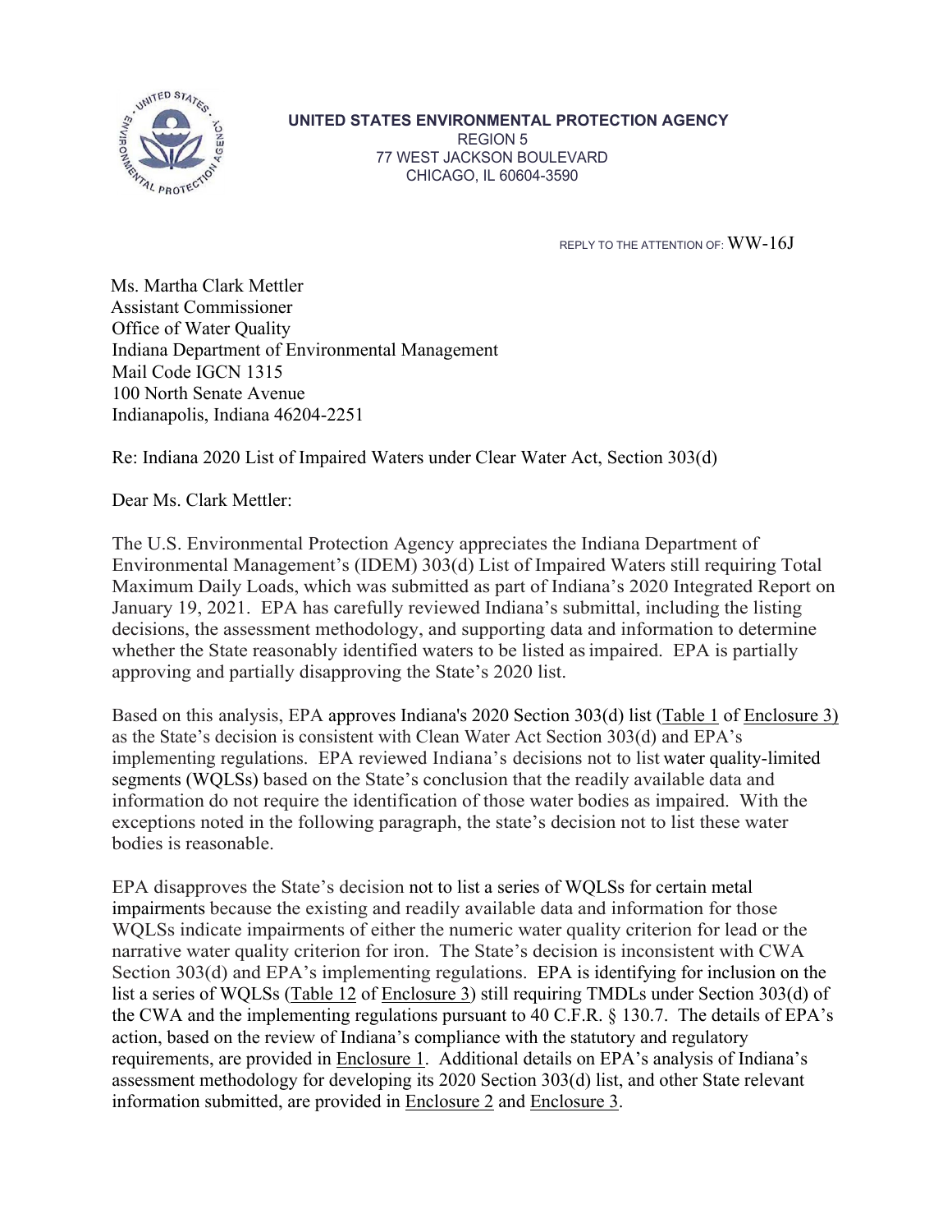**UNITED STATES ENVIRONMENTAL PROTECTION AGENCY**
REGION 5
77 WEST JACKSON BOULEVARD
CHICAGO, IL 60604-3590

REPLY TO THE ATTENTION OF: WW-16J

Ms. Martha Clark Mettler
Assistant Commissioner
Office of Water Quality
Indiana Department of Environmental Management
Mail Code IGCN 1315
100 North Senate Avenue
Indianapolis, Indiana 46204-2251

Re: Indiana 2020 List of Impaired Waters under Clear Water Act, Section 303(d)

Dear Ms. Clark Mettler:

The U.S. Environmental Protection Agency appreciates the Indiana Department of Environmental Management's (IDEM) 303(d) List of Impaired Waters still requiring Total Maximum Daily Loads, which was submitted as part of Indiana's 2020 Integrated Report on January 19, 2021. EPA has carefully reviewed Indiana's submittal, including the listing decisions, the assessment methodology, and supporting data and information to determine whether the State reasonably identified waters to be listed as impaired. EPA is partially approving and partially disapproving the State's 2020 list.

Based on this analysis, EPA approves Indiana's 2020 Section 303(d) list (Table 1 of Enclosure 3) as the State's decision is consistent with Clean Water Act Section 303(d) and EPA's implementing regulations. EPA reviewed Indiana's decisions not to list water quality-limited segments (WQLSs) based on the State's conclusion that the readily available data and information do not require the identification of those water bodies as impaired. With the exceptions noted in the following paragraph, the state's decision not to list these water bodies is reasonable.

EPA disapproves the State's decision not to list a series of WQLSs for certain metal impairments because the existing and readily available data and information for those WQLSs indicate impairments of either the numeric water quality criterion for lead or the narrative water quality criterion for iron. The State's decision is inconsistent with CWA Section 303(d) and EPA's implementing regulations. EPA is identifying for inclusion on the list a series of WQLSs (Table 12 of Enclosure 3) still requiring TMDLs under Section 303(d) of the CWA and the implementing regulations pursuant to 40 C.F.R. § 130.7. The details of EPA's action, based on the review of Indiana's compliance with the statutory and regulatory requirements, are provided in Enclosure 1. Additional details on EPA's analysis of Indiana's assessment methodology for developing its 2020 Section 303(d) list, and other State relevant information submitted, are provided in Enclosure 2 and Enclosure 3.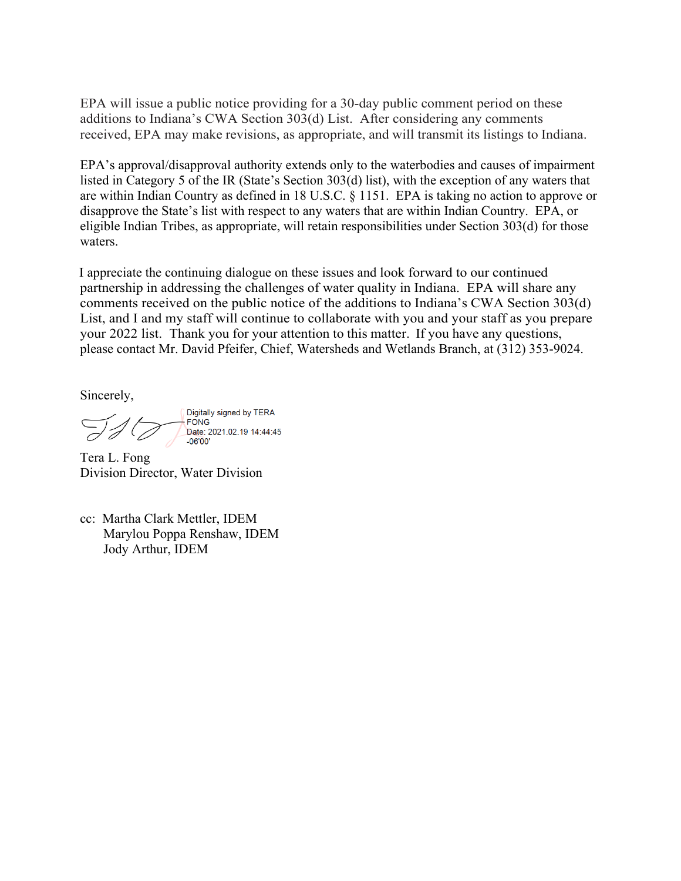EPA will issue a public notice providing for a 30-day public comment period on these additions to Indiana's CWA Section 303(d) List. After considering any comments received, EPA may make revisions, as appropriate, and will transmit its listings to Indiana.

EPA's approval/disapproval authority extends only to the waterbodies and causes of impairment listed in Category 5 of the IR (State's Section 303(d) list), with the exception of any waters that are within Indian Country as defined in 18 U.S.C. § 1151. EPA is taking no action to approve or disapprove the State's list with respect to any waters that are within Indian Country. EPA, or eligible Indian Tribes, as appropriate, will retain responsibilities under Section 303(d) for those waters.

I appreciate the continuing dialogue on these issues and look forward to our continued partnership in addressing the challenges of water quality in Indiana. EPA will share any comments received on the public notice of the additions to Indiana's CWA Section 303(d) List, and I and my staff will continue to collaborate with you and your staff as you prepare your 2022 list. Thank you for your attention to this matter. If you have any questions, please contact Mr. David Pfeifer, Chief, Watersheds and Wetlands Branch, at (312) 353-9024.

Sincerely,

Digitally signed by TERA FONG
Date: 2021.02.19 14:44:45 -06'00'

Tera L. Fong
Division Director, Water Division

cc: Martha Clark Mettler, IDEM
Marylou Poppa Renshaw, IDEM
Jody Arthur, IDEM